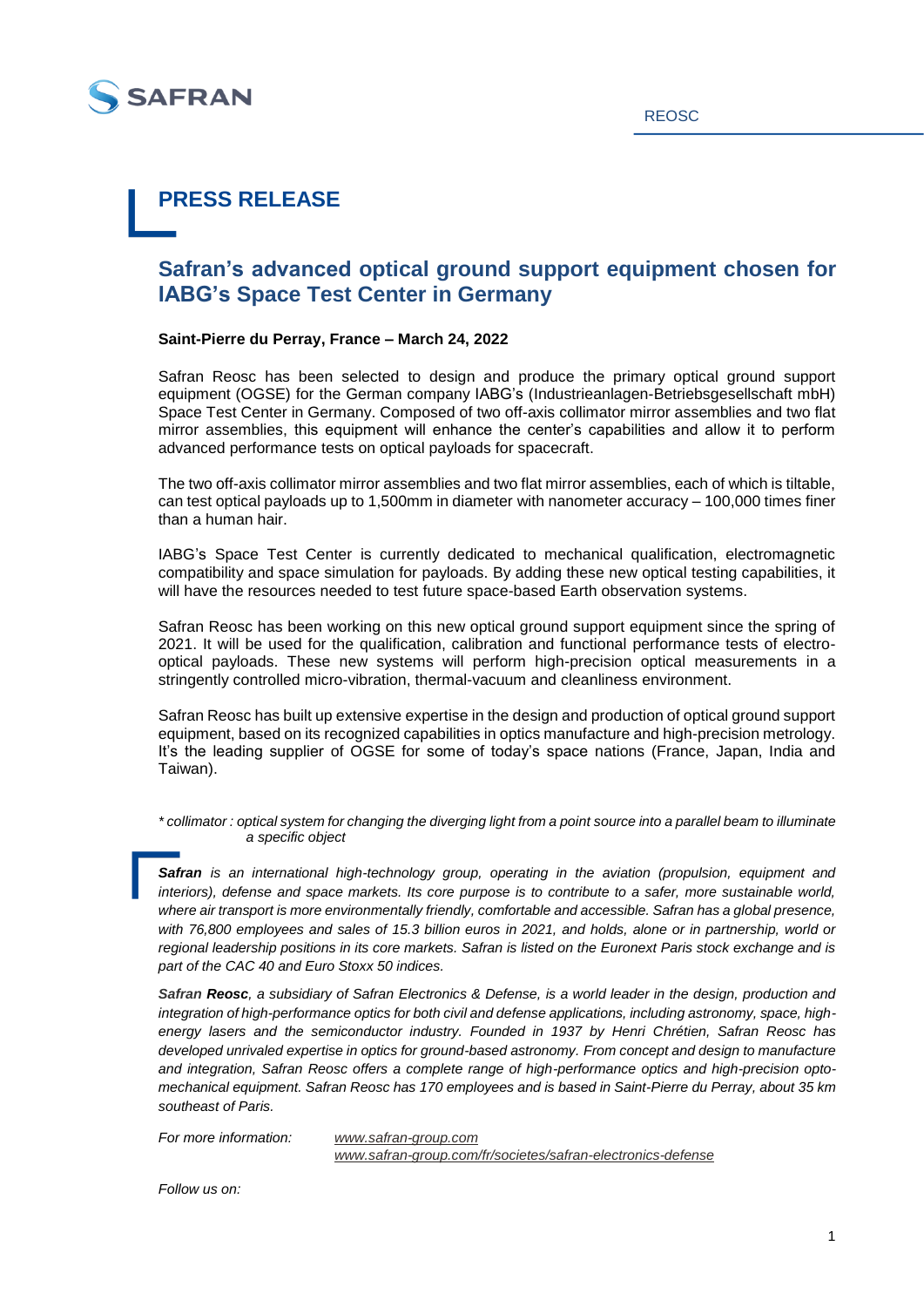SAFRAN

REOSC

# PRESS RELEASE

## Safran's advanced optical ground support equipment chosen for IABG's Space Test Center in Germany

**Saint-Pierre du Perray, France – March 24, 2022**

Safran Reosc has been selected to design and produce the primary optical ground support equipment (OGSE) for the German company IABG's (Industrieanlagen-Betriebsgesellschaft mbH) Space Test Center in Germany. Composed of two off-axis collimator mirror assemblies and two flat mirror assemblies, this equipment will enhance the center's capabilities and allow it to perform advanced performance tests on optical payloads for spacecraft.

The two off-axis collimator mirror assemblies and two flat mirror assemblies, each of which is tiltable, can test optical payloads up to 1,500mm in diameter with nanometer accuracy – 100,000 times finer than a human hair.

IABG's Space Test Center is currently dedicated to mechanical qualification, electromagnetic compatibility and space simulation for payloads. By adding these new optical testing capabilities, it will have the resources needed to test future space-based Earth observation systems.

Safran Reosc has been working on this new optical ground support equipment since the spring of 2021. It will be used for the qualification, calibration and functional performance tests of electro-optical payloads. These new systems will perform high-precision optical measurements in a stringently controlled micro-vibration, thermal-vacuum and cleanliness environment.

Safran Reosc has built up extensive expertise in the design and production of optical ground support equipment, based on its recognized capabilities in optics manufacture and high-precision metrology. It's the leading supplier of OGSE for some of today's space nations (France, Japan, India and Taiwan).

*\* collimator : optical system for changing the diverging light from a point source into a parallel beam to illuminate a specific object*

***Safran** is an international high-technology group, operating in the aviation (propulsion, equipment and interiors), defense and space markets. Its core purpose is to contribute to a safer, more sustainable world, where air transport is more environmentally friendly, comfortable and accessible. Safran has a global presence, with 76,800 employees and sales of 15.3 billion euros in 2021, and holds, alone or in partnership, world or regional leadership positions in its core markets. Safran is listed on the Euronext Paris stock exchange and is part of the CAC 40 and Euro Stoxx 50 indices.*

***Safran Reosc**, a subsidiary of Safran Electronics & Defense, is a world leader in the design, production and integration of high-performance optics for both civil and defense applications, including astronomy, space, high-energy lasers and the semiconductor industry. Founded in 1937 by Henri Chrétien, Safran Reosc has developed unrivaled expertise in optics for ground-based astronomy. From concept and design to manufacture and integration, Safran Reosc offers a complete range of high-performance optics and high-precision opto-mechanical equipment. Safran Reosc has 170 employees and is based in Saint-Pierre du Perray, about 35 km southeast of Paris.*

*For more information:* www.safran-group.com
www.safran-group.com/fr/societes/safran-electronics-defense

*Follow us on:*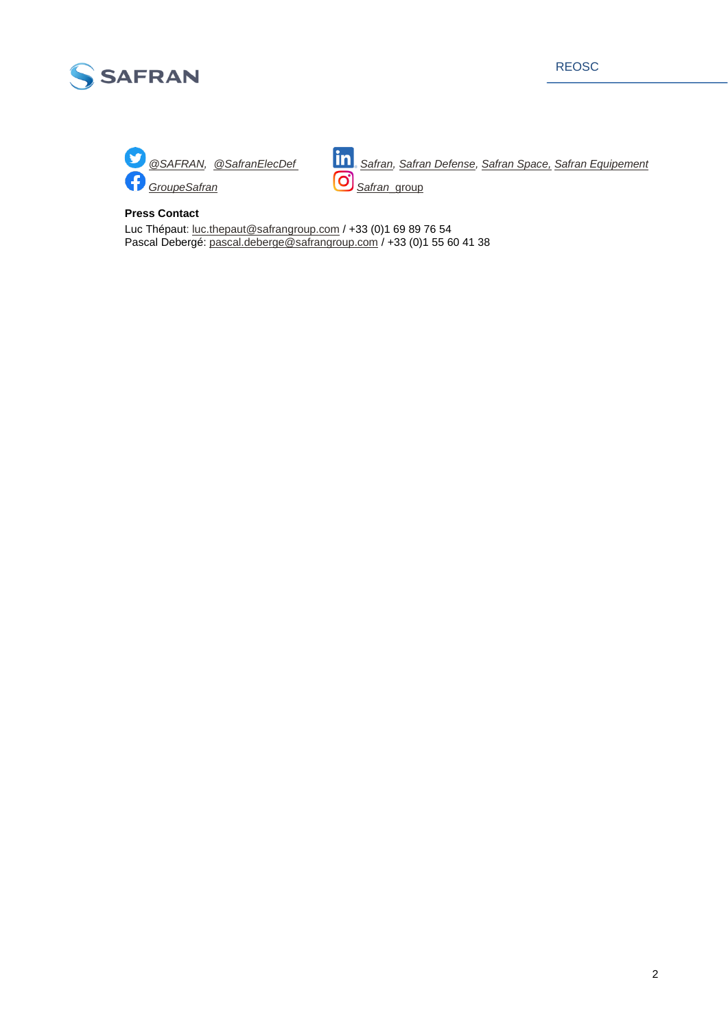*@SAFRAN*, *@SafranElecDef*

*GroupeSafran*

*Safran*, *Safran Defense*, *Safran Space*, *Safran Equipement*

*Safran_group*

**Press Contact**

Luc Thépaut: luc.thepaut@safrangroup.com / +33 (0)1 69 89 76 54
Pascal Debergé: pascal.deberge@safrangroup.com / +33 (0)1 55 60 41 38